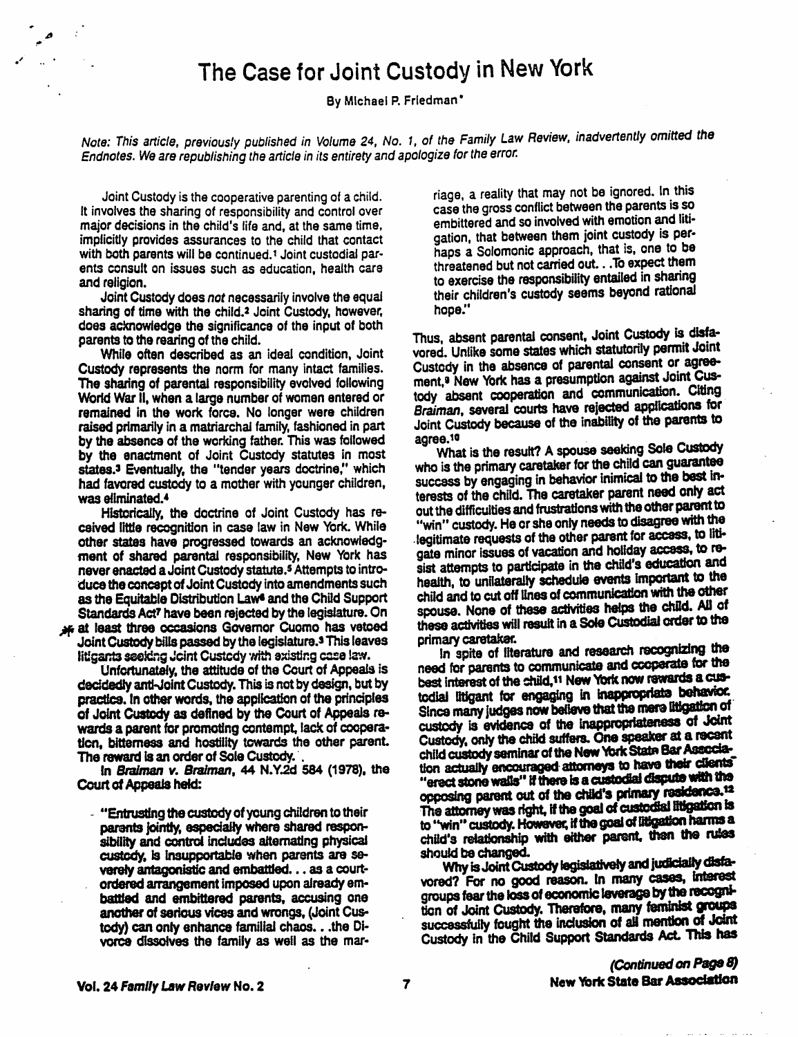# The Case for Joint Custody in New York

By Michael P. Friedman*

*Note: This article, previously published in Volume 24, No. 1, of the Family Law Review, inadvertently omitted the Endnotes. We are republishing the article in its entirety and apologize for the error.*

Joint Custody is the cooperative parenting of a child. It involves the sharing of responsibility and control over major decisions in the child's life and, at the same time, implicitly provides assurances to the child that contact with both parents will be continued.[1] Joint custodial parents consult on issues such as education, health care and religion.

Joint Custody does *not* necessarily involve the equal sharing of time with the child.[2] Joint Custody, however, does acknowledge the significance of the input of both parents to the rearing of the child.

While often described as an ideal condition, Joint Custody represents the norm for many intact families. The sharing of parental responsibility evolved following World War II, when a large number of women entered or remained in the work force. No longer were children raised primarily in a matriarchal family, fashioned in part by the absence of the working father. This was followed by the enactment of Joint Custody statutes in most states.[3] Eventually, the "tender years doctrine," which had favored custody to a mother with younger children, was eliminated.[4]

Historically, the doctrine of Joint Custody has received little recognition in case law in New York. While other states have progressed towards an acknowledgment of shared parental responsibility, New York has never enacted a Joint Custody statute.[5] Attempts to introduce the concept of Joint Custody into amendments such as the Equitable Distribution Law[6] and the Child Support Standards Act[7] have been rejected by the legislature. On at least three occasions Governor Cuomo has vetoed Joint Custody bills passed by the legislature.[8] This leaves litigants seeking Joint Custody with existing case law.

Unfortunately, the attitude of the Court of Appeals is decidedly anti-Joint Custody. This is not by design, but by practice. In other words, the application of the principles of Joint Custody as defined by the Court of Appeals rewards a parent for promoting contempt, lack of cooperation, bitterness and hostility towards the other parent. The reward is an order of Sole Custody.

In *Braiman v. Braiman*, 44 N.Y.2d 584 (1978), the Court of Appeals held:

> "Entrusting the custody of young children to their parents jointly, especially where shared responsibility and control includes alternating physical custody, is insupportable when parents are severely antagonistic and embattled... as a court-ordered arrangement imposed upon already embattled and embittered parents, accusing one another of serious vices and wrongs, (Joint Custody) can only enhance familial chaos...the Divorce dissolves the family as well as the marriage, a reality that may not be ignored. In this case the gross conflict between the parents is so embittered and so involved with emotion and litigation, that between them joint custody is perhaps a Solomonic approach, that is, one to be threatened but not carried out...To expect them to exercise the responsibility entailed in sharing their children's custody seems beyond rational hope."

Thus, absent parental consent, Joint Custody is disfavored. Unlike some states which statutorily permit Joint Custody in the absence of parental consent or agreement,[9] New York has a presumption against Joint Custody absent cooperation and communication. Citing *Braiman*, several courts have rejected applications for Joint Custody because of the inability of the parents to agree.[10]

What is the result? A spouse seeking Sole Custody who is the primary caretaker for the child can guarantee success by engaging in behavior inimical to the best interests of the child. The caretaker parent need only act out the difficulties and frustrations with the other parent to "win" custody. He or she only needs to disagree with the legitimate requests of the other parent for access, to litigate minor issues of vacation and holiday access, to resist attempts to participate in the child's education and health, to unilaterally schedule events important to the child and to cut off lines of communication with the other spouse. None of these activities helps the child. All of these activities will result in a Sole Custodial order to the primary caretaker.

In spite of literature and research recognizing the need for parents to communicate and cooperate for the best interest of the child,[11] New York now rewards a custodial litigant for engaging in inappropriate behavior. Since many judges now believe that the mere litigation of custody is evidence of the inappropriateness of Joint Custody, only the child suffers. One speaker at a recent child custody seminar of the New York State Bar Association actually encouraged attorneys to have their clients "erect stone walls" if there is a custodial dispute with the opposing parent out of the child's primary residence.[12] The attorney was right, if the goal of custodial litigation is to "win" custody. However, if the goal of litigation harms a child's relationship with either parent, then the rules should be changed.

Why is Joint Custody legislatively and judicially disfavored? For no good reason. In many cases, interest groups fear the loss of economic leverage by the recognition of Joint Custody. Therefore, many feminist groups successfully fought the inclusion of all mention of Joint Custody in the Child Support Standards Act. This has

*(Continued on Page 8)*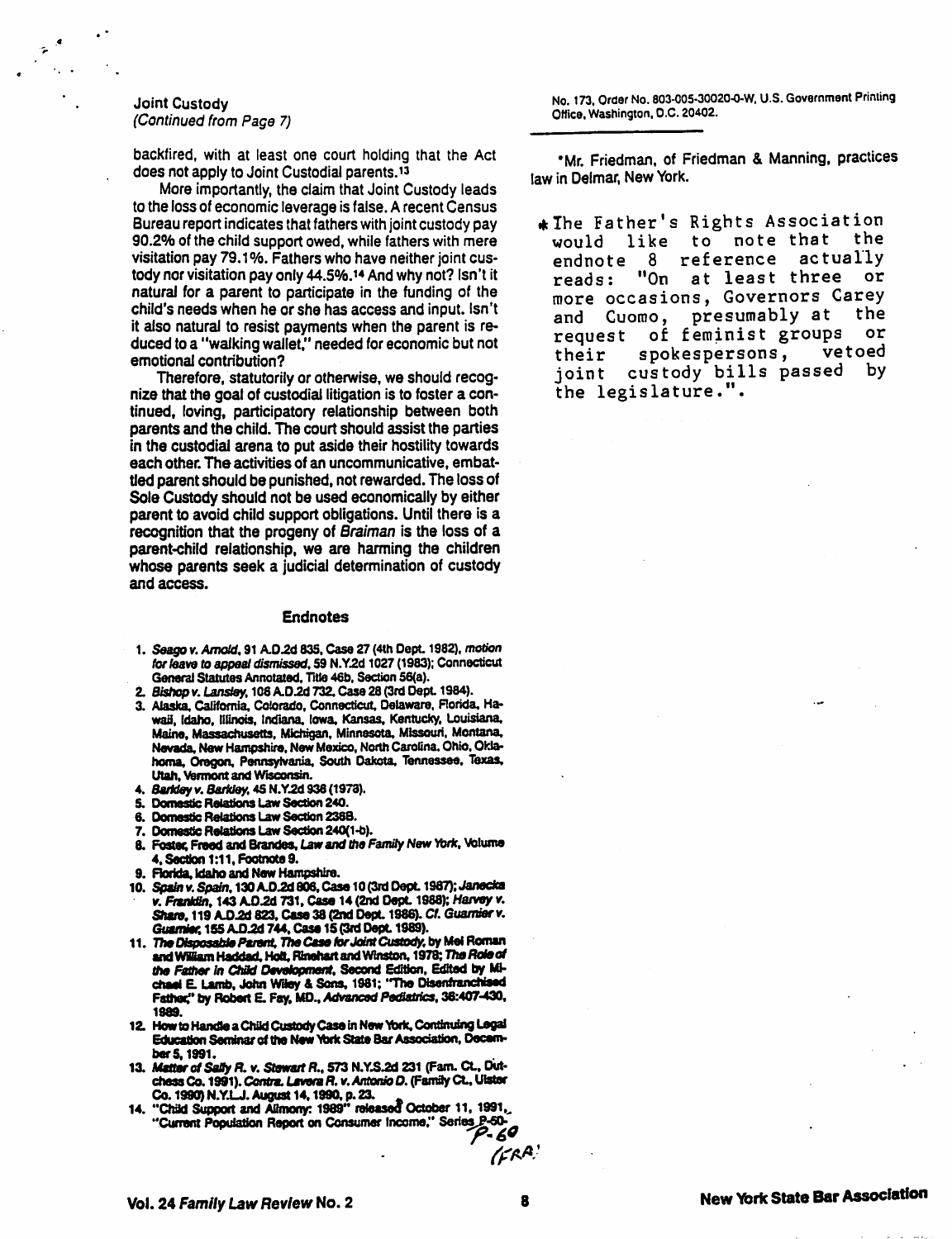Joint Custody
*(Continued from Page 7)*

backfired, with at least one court holding that the Act does not apply to Joint Custodial parents.[13]

More importantly, the claim that Joint Custody leads to the loss of economic leverage is false. A recent Census Bureau report indicates that fathers with joint custody pay 90.2% of the child support owed, while fathers with mere visitation pay 79.1%. Fathers who have neither joint custody nor visitation pay only 44.5%.[14] And why not? Isn't it natural for a parent to participate in the funding of the child's needs when he or she has access and input. Isn't it also natural to resist payments when the parent is reduced to a "walking wallet," needed for economic but not emotional contribution?

Therefore, statutorily or otherwise, we should recognize that the goal of custodial litigation is to foster a continued, loving, participatory relationship between both parents and the child. The court should assist the parties in the custodial arena to put aside their hostility towards each other. The activities of an uncommunicative, embattled parent should be punished, not rewarded. The loss of Sole Custody should not be used economically by either parent to avoid child support obligations. Until there is a recognition that the progeny of *Braiman* is the loss of a parent-child relationship, we are harming the children whose parents seek a judicial determination of custody and access.

## Endnotes

1. *Seago v. Arnold*, 91 A.D.2d 835, Case 27 (4th Dept. 1982), *motion for leave to appeal dismissed*, 59 N.Y.2d 1027 (1983); Connecticut General Statutes Annotated, Title 46b, Section 56(a).
2. *Bishop v. Lansley*, 106 A.D.2d 732, Case 28 (3rd Dept. 1984).
3. Alaska, California, Colorado, Connecticut, Delaware, Florida, Hawaii, Idaho, Illinois, Indiana, Iowa, Kansas, Kentucky, Louisiana, Maine, Massachusetts, Michigan, Minnesota, Missouri, Montana, Nevada, New Hampshire, New Mexico, North Carolina, Ohio, Oklahoma, Oregon, Pennsylvania, South Dakota, Tennessee, Texas, Utah, Vermont and Wisconsin.
4. *Barkley v. Barkley*, 45 N.Y.2d 936 (1978).
5. Domestic Relations Law Section 240.
6. Domestic Relations Law Section 236B.
7. Domestic Relations Law Section 240(1-b).
8. Foster, Freed and Brandes, *Law and the Family New York*, Volume 4, Section 1:11, Footnote 9.
9. Florida, Idaho and New Hampshire.
10. *Spain v. Spain*, 130 A.D.2d 806, Case 10 (3rd Dept. 1987); *Janecka v. Franklin*, 143 A.D.2d 731, Case 14 (2nd Dept. 1988); *Harvey v. Share*, 119 A.D.2d 823, Case 38 (2nd Dept. 1986). *Cf. Guarnier v. Guarnier*, 155 A.D.2d 744, Case 15 (3rd Dept. 1989).
11. *The Disposable Parent, The Case for Joint Custody*, by Mel Roman and William Haddad, Holt, Rinehart and Winston, 1978; *The Role of the Father in Child Development*, Second Edition, Edited by Michael E. Lamb, John Wiley & Sons, 1981; "The Disenfranchised Father," by Robert E. Fay, MD., *Advanced Pediatrics*, 36:407-430, 1989.
12. How to Handle a Child Custody Case in New York, Continuing Legal Education Seminar of the New York State Bar Association, December 5, 1991.
13. *Matter of Sally R. v. Stewart R.*, 573 N.Y.S.2d 231 (Fam. Ct., Dutchess Co. 1991). *Contra. Levera R. v. Antonio D.* (Family Ct., Ulster Co. 1990) N.Y.L.J. August 14, 1990, p. 23.
14. "Child Support and Alimony: 1989" released October 11, 1991, "Current Population Report on Consumer Income," Series P-60-No. 173, Order No. 803-005-30020-0-W, U.S. Government Printing Office, Washington, D.C. 20402.

*Mr. Friedman, of Friedman & Manning, practices law in Delmar, New York.

* The Father's Rights Association would like to note that the endnote 8 reference actually reads: "On at least three or more occasions, Governors Carey and Cuomo, presumably at the request of feminist groups or their spokespersons, vetoed joint custody bills passed by the legislature.".